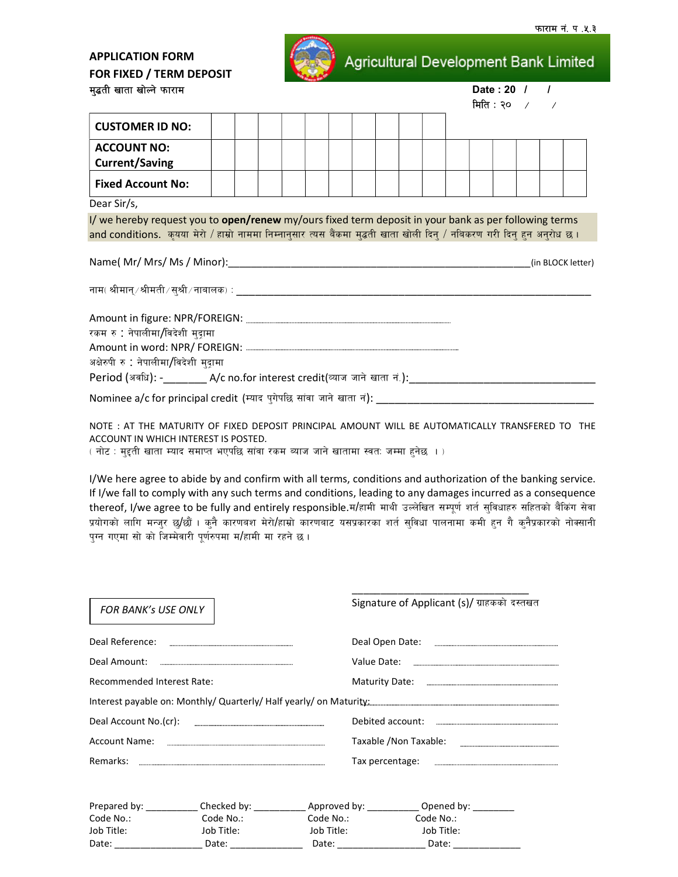फाराम नं. प .५.३

**APPLICATION FORM**
**FOR FIXED / TERM DEPOSIT**
मुद्धती खाता खोल्ने फाराम

**Agricultural Development Bank Limited**

**Date : 20 / /**
**मिति : २०  /  /**

| **CUSTOMER ID NO:** | | | | | | | | | | |
|---|---|---|---|---|---|---|---|---|---|---|
| **ACCOUNT NO: Current/Saving** | | | | | | | | | | | | | | | | |
| **Fixed Account No:** | | | | | | | | | | | | | | | | |

Dear Sir/s,

I/ we hereby request you to **open/renew** my/ours fixed term deposit in your bank as per following terms and conditions. कृपया मेरो / हाम्रो नाममा निम्नानुसार त्यस बैकमा मुद्धती खाता खोली दिनु / नविकरण गरी दिनु हुन अनुरोध छ ।

Name( Mr/ Mrs/ Ms / Minor):_____________________________________________________(in BLOCK letter)

नाम( श्रीमान्/श्रीमती/सुश्री/नाबालक) : _____________________________________________________________

Amount in figure: NPR/FOREIGN: ................................................................................
रकम रु : नेपालीमा/विदेशी मुद्रामा
Amount in word: NPR/ FOREIGN: ................................................................................
अक्षेरुपी रु : नेपालीमा/विदेशी मुद्रामा
Period (अवधि): -_______ A/c no.for interest credit(व्याज जाने खाता नं.):_______________________________

Nominee a/c for principal credit (म्याद पुगेपछि सांवा जाने खाता नं): _____________________________________

NOTE : AT THE MATURITY OF FIXED DEPOSIT PRINCIPAL AMOUNT WILL BE AUTOMATICALLY TRANSFERED TO THE ACCOUNT IN WHICH INTEREST IS POSTED.
( नोट : मुद्दती खाता म्याद समाप्त भएपछि सांवा रकम ब्याज जाने खातामा स्वतः जम्मा हुनेछ । )

I/We here agree to abide by and confirm with all terms, conditions and authorization of the banking service. If I/we fall to comply with any such terms and conditions, leading to any damages incurred as a consequence thereof, I/we agree to be fully and entirely responsible.म/हामी माथी उल्लेखित सम्पूर्ण शर्त सुविधाहरु सहितको बैंकिंग सेवा प्रयोगको लागि मन्जुर छु/छौं । कुनै कारणवश मेरो/हाम्रो कारणबाट यसप्रकारका शर्त सुविधा पालनामा कमी हुन गै कुनैप्रकारको नोक्सानी पुग्न गएमा सो को जिम्मेवारी पूर्णरुपमा म/हामी मा रहने छ ।

_________________________________
Signature of Applicant (s)/ ग्राहकको दस्तखत

*FOR BANK's USE ONLY*

Deal Reference: ........................................ Deal Open Date: ........................................

Deal Amount: ........................................ Value Date: ........................................

Recommended Interest Rate: Maturity Date: ........................................

Interest payable on: Monthly/ Quarterly/ Half yearly/ on Maturity:........................................

Deal Account No.(cr): ........................................ Debited account: ........................................

Account Name: ........................................ Taxable /Non Taxable: ........................................

Remarks: ........................................ Tax percentage: ........................................

| Prepared by: __________ | Checked by: __________ | Approved by: __________ | Opened by: ________ |
|---|---|---|---|
| Code No.: | Code No.: | Code No.: | Code No.: |
| Job Title: | Job Title: | Job Title: | Job Title: |
| Date: ________________ | Date: ______________ | Date: ________________ | Date: _____________ |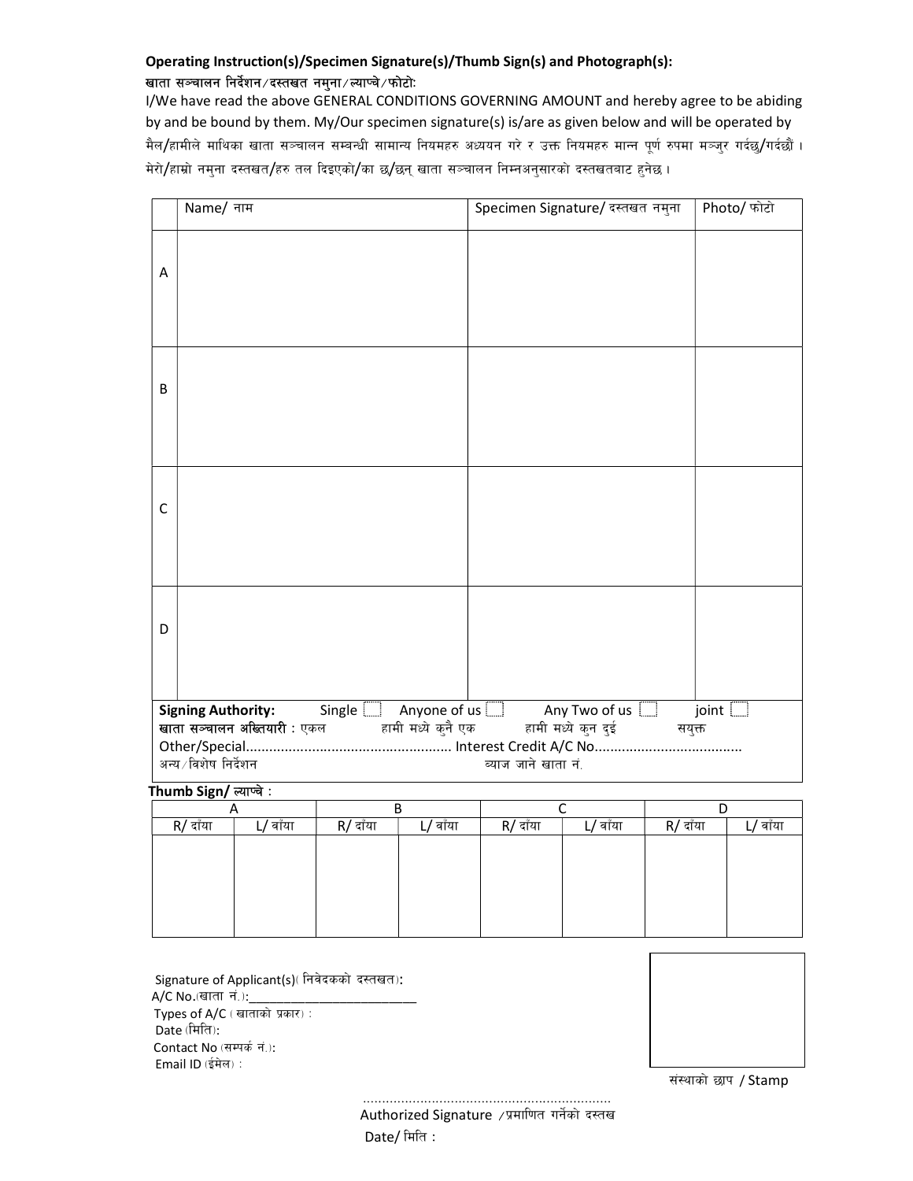**Operating Instruction(s)/Specimen Signature(s)/Thumb Sign(s) and Photograph(s):**

**खाता सञ्चालन निर्देशन/दस्तखत नमुना/ल्याप्चे/फोटोः**

I/We have read the above GENERAL CONDITIONS GOVERNING AMOUNT and hereby agree to be abiding by and be bound by them. My/Our specimen signature(s) is/are as given below and will be operated by

मैल/हामीले माथिका खाता सञ्चालन सम्बन्धी सामान्य नियमहरु अध्ययन गरे र उक्त नियमहरु मान्न पूर्ण रुपमा मञ्जुर गर्दछु/गर्दछौं । मेरो/हाम्रो नमुना दस्तखत/हरु तल दिइएको/का छ/छन् खाता सञ्चालन निम्नअनुसारको दस्तखतबाट हुनेछ ।

| | Name/ नाम | Specimen Signature/ दस्तखत नमुना | Photo/ फोटो |
|---|---|---|---|
| A | | | |
| B | | | |
| C | | | |
| D | | | |

**Signing Authority:** Single ☐ Anyone of us ☐ Any Two of us ☐ joint ☐

**खाता सञ्चालन अख्तियारी :** एकल हामी मध्ये कुनै एक हामी मध्ये कुन दुई सयुक्त

Other/Special.................................................... Interest Credit A/C No.....................................

अन्य/विशेष निर्देशन ब्याज जाने खाता नं.

**Thumb Sign/ ल्याप्चे :**

| A | | B | | C | | D | |
|---|---|---|---|---|---|---|---|
| R/ दाँया | L/ बाँया | R/ दाँया | L/ बाँया | R/ दाँया | L/ बाँया | R/ दाँया | L/ बाँया |
| | | | | | | | |

Signature of Applicant(s)( निवेदकको दस्तखत):

A/C No.(खाता नं.):_________________________

Types of A/C ( खाताको प्रकार) :

Date (मिति):

Contact No (सम्पर्क नं.):

Email ID (ईमेल) :

संस्थाको छाप / Stamp

................................................................

Authorized Signature /प्रमाणित गर्नेको दस्तख

Date/ मिति :